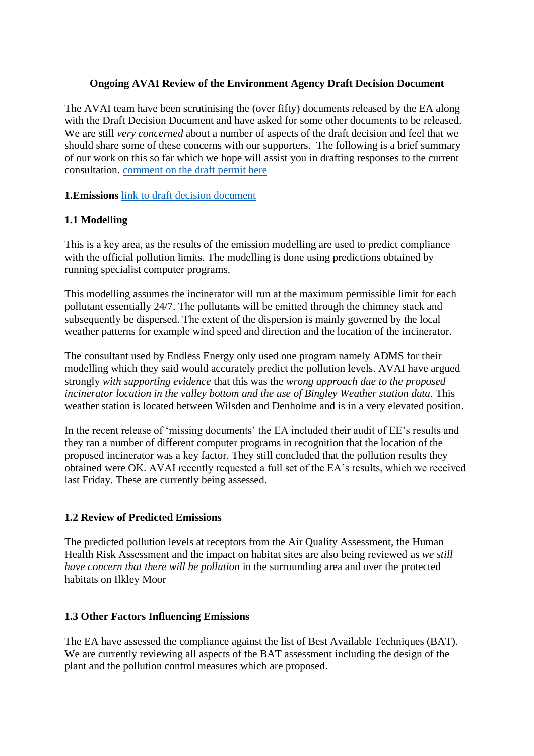# Ongoing AVAI Review of the Environment Agency Draft Decision Document

The AVAI team have been scrutinising the (over fifty) documents released by the EA along with the Draft Decision Document and have asked for some other documents to be released. We are still *very concerned* about a number of aspects of the draft decision and feel that we should share some of these concerns with our supporters. The following is a brief summary of our work on this so far which we hope will assist you in drafting responses to the current consultation. comment on the draft permit here

**1.Emissions** link to draft decision document

## 1.1 Modelling

This is a key area, as the results of the emission modelling are used to predict compliance with the official pollution limits. The modelling is done using predictions obtained by running specialist computer programs.

This modelling assumes the incinerator will run at the maximum permissible limit for each pollutant essentially 24/7. The pollutants will be emitted through the chimney stack and subsequently be dispersed. The extent of the dispersion is mainly governed by the local weather patterns for example wind speed and direction and the location of the incinerator.

The consultant used by Endless Energy only used one program namely ADMS for their modelling which they said would accurately predict the pollution levels. AVAI have argued strongly *with supporting evidence* that this was the *wrong approach due to the proposed incinerator location in the valley bottom and the use of Bingley Weather station data*. This weather station is located between Wilsden and Denholme and is in a very elevated position.

In the recent release of 'missing documents' the EA included their audit of EE's results and they ran a number of different computer programs in recognition that the location of the proposed incinerator was a key factor. They still concluded that the pollution results they obtained were OK. AVAI recently requested a full set of the EA's results, which we received last Friday. These are currently being assessed.

## 1.2 Review of Predicted Emissions

The predicted pollution levels at receptors from the Air Quality Assessment, the Human Health Risk Assessment and the impact on habitat sites are also being reviewed as *we still have concern that there will be pollution* in the surrounding area and over the protected habitats on Ilkley Moor

## 1.3 Other Factors Influencing Emissions

The EA have assessed the compliance against the list of Best Available Techniques (BAT). We are currently reviewing all aspects of the BAT assessment including the design of the plant and the pollution control measures which are proposed.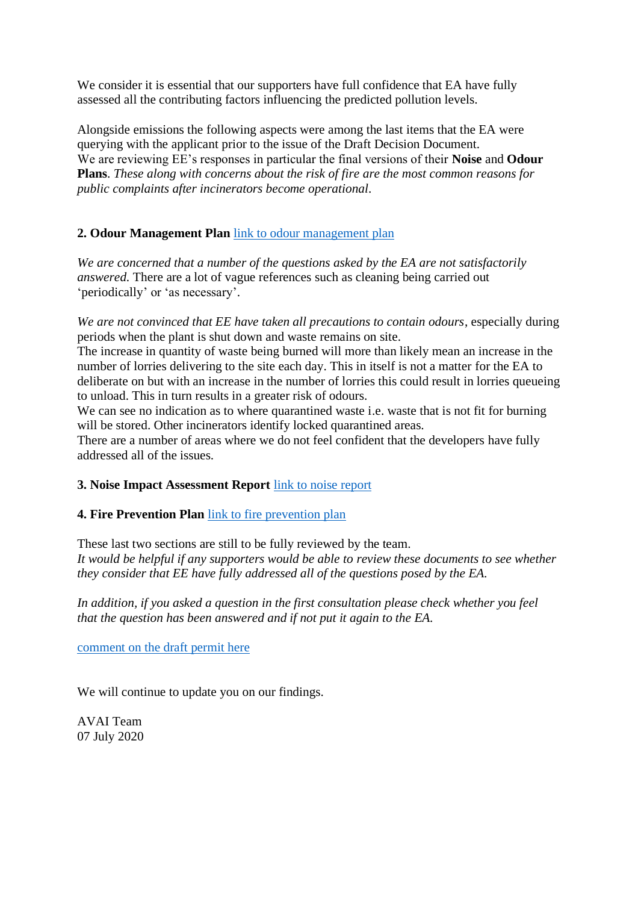We consider it is essential that our supporters have full confidence that EA have fully assessed all the contributing factors influencing the predicted pollution levels.

Alongside emissions the following aspects were among the last items that the EA were querying with the applicant prior to the issue of the Draft Decision Document.
We are reviewing EE's responses in particular the final versions of their **Noise** and **Odour Plans**. *These along with concerns about the risk of fire are the most common reasons for public complaints after incinerators become operational*.

**2. Odour Management Plan** [link to odour management plan]

*We are concerned that a number of the questions asked by the EA are not satisfactorily answered.* There are a lot of vague references such as cleaning being carried out 'periodically' or 'as necessary'.

*We are not convinced that EE have taken all precautions to contain odours*, especially during periods when the plant is shut down and waste remains on site.
The increase in quantity of waste being burned will more than likely mean an increase in the number of lorries delivering to the site each day. This in itself is not a matter for the EA to deliberate on but with an increase in the number of lorries this could result in lorries queueing to unload. This in turn results in a greater risk of odours.
We can see no indication as to where quarantined waste i.e. waste that is not fit for burning will be stored. Other incinerators identify locked quarantined areas.
There are a number of areas where we do not feel confident that the developers have fully addressed all of the issues.

**3. Noise Impact Assessment Report** [link to noise report]

**4. Fire Prevention Plan** [link to fire prevention plan]

These last two sections are still to be fully reviewed by the team.
*It would be helpful if any supporters would be able to review these documents to see whether they consider that EE have fully addressed all of the questions posed by the EA.*

*In addition, if you asked a question in the first consultation please check whether you feel that the question has been answered and if not put it again to the EA.*

[comment on the draft permit here]

We will continue to update you on our findings.

AVAI Team
07 July 2020